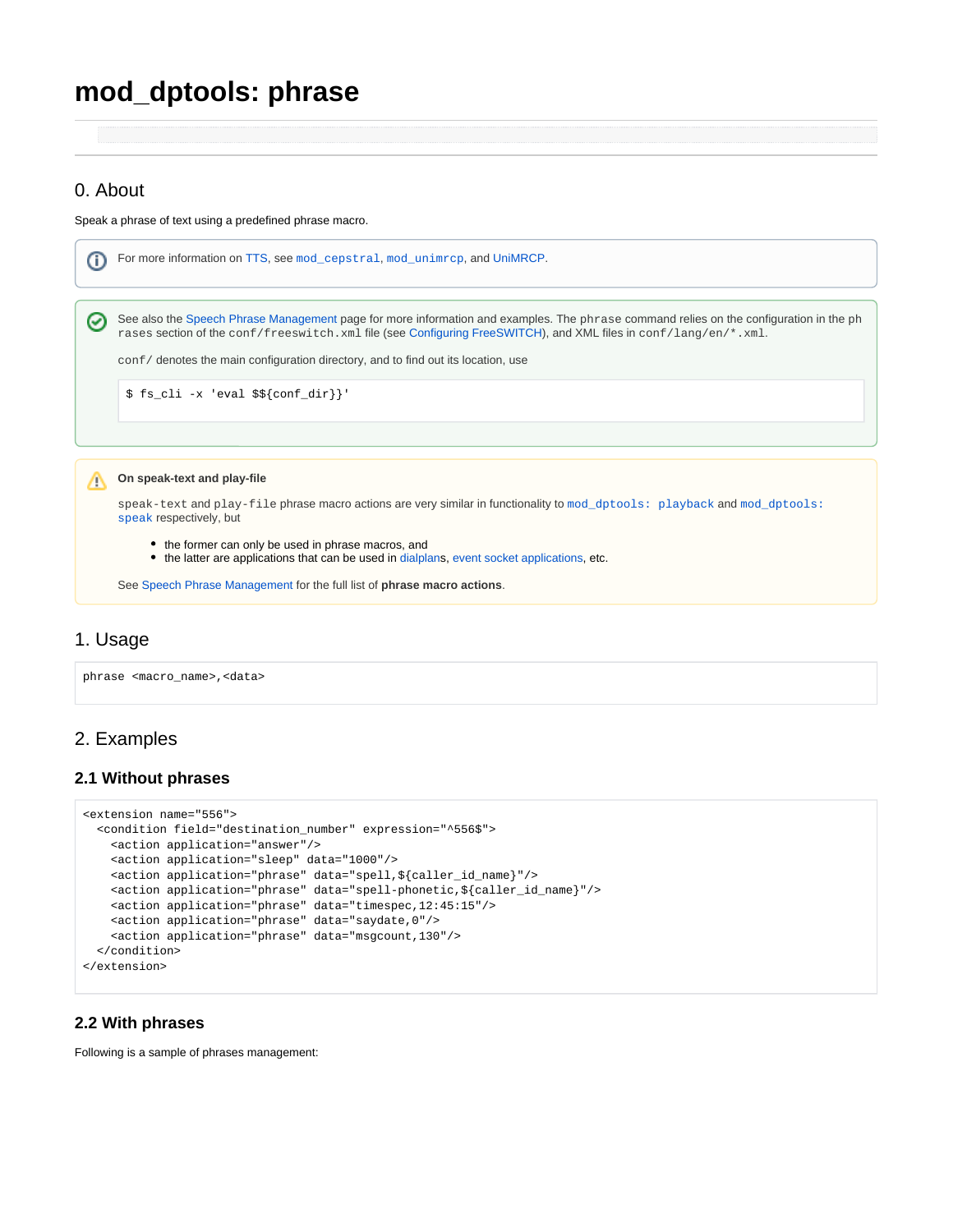# mod_dptools: phrase

## 0. About

Speak a phrase of text using a predefined phrase macro.

> For more information on TTS, see `mod_cepstral`, `mod_unimrcp`, and UniMRCP.

> See also the Speech Phrase Management page for more information and examples. The `phrase` command relies on the configuration in the `phrases` section of the `conf/freeswitch.xml` file (see Configuring FreeSWITCH), and XML files in `conf/lang/en/*.xml`.
>
> `conf/` denotes the main configuration directory, and to find out its location, use
>
> ```
> $ fs_cli -x 'eval $${conf_dir}}'
> ```

> **On speak-text and play-file**
>
> `speak-text` and `play-file` phrase macro actions are very similar in functionality to `mod_dptools: playback` and `mod_dptools: speak` respectively, but
>
> - the former can only be used in phrase macros, and
> - the latter are applications that can be used in dialplans, event socket applications, etc.
>
> See Speech Phrase Management for the full list of **phrase macro actions**.

## 1. Usage

```
phrase <macro_name>,<data>
```

## 2. Examples

### 2.1 Without phrases

```
<extension name="556">
  <condition field="destination_number" expression="^556$">
    <action application="answer"/>
    <action application="sleep" data="1000"/>
    <action application="phrase" data="spell,${caller_id_name}"/>
    <action application="phrase" data="spell-phonetic,${caller_id_name}"/>
    <action application="phrase" data="timespec,12:45:15"/>
    <action application="phrase" data="saydate,0"/>
    <action application="phrase" data="msgcount,130"/>
  </condition>
</extension>
```

### 2.2 With phrases

Following is a sample of phrases management: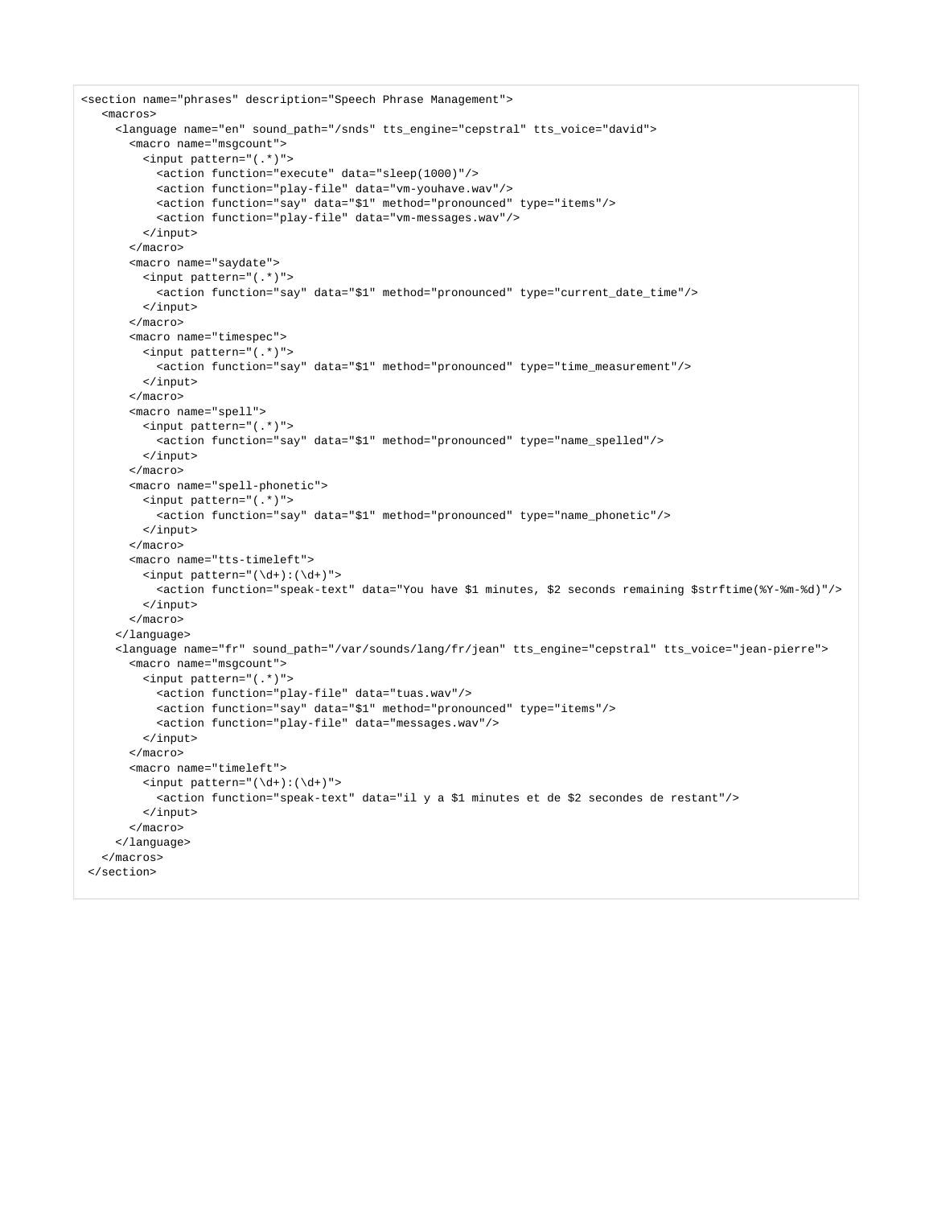```
<section name="phrases" description="Speech Phrase Management">
   <macros>
     <language name="en" sound_path="/snds" tts_engine="cepstral" tts_voice="david">
       <macro name="msgcount">
         <input pattern="(.*)">
           <action function="execute" data="sleep(1000)"/>
           <action function="play-file" data="vm-youhave.wav"/>
           <action function="say" data="$1" method="pronounced" type="items"/>
           <action function="play-file" data="vm-messages.wav"/>
         </input>
       </macro>
       <macro name="saydate">
         <input pattern="(.*)">
           <action function="say" data="$1" method="pronounced" type="current_date_time"/>
         </input>
       </macro>
       <macro name="timespec">
         <input pattern="(.*)">
           <action function="say" data="$1" method="pronounced" type="time_measurement"/>
         </input>
       </macro>
       <macro name="spell">
         <input pattern="(.*)">
           <action function="say" data="$1" method="pronounced" type="name_spelled"/>
         </input>
       </macro>
       <macro name="spell-phonetic">
         <input pattern="(.*)">
           <action function="say" data="$1" method="pronounced" type="name_phonetic"/>
         </input>
       </macro>
       <macro name="tts-timeleft">
         <input pattern="(\d+):(\d+)">
           <action function="speak-text" data="You have $1 minutes, $2 seconds remaining $strftime(%Y-%m-%d)"/>
         </input>
       </macro>
     </language>
     <language name="fr" sound_path="/var/sounds/lang/fr/jean" tts_engine="cepstral" tts_voice="jean-pierre">
       <macro name="msgcount">
         <input pattern="(.*)">
           <action function="play-file" data="tuas.wav"/>
           <action function="say" data="$1" method="pronounced" type="items"/>
           <action function="play-file" data="messages.wav"/>
         </input>
       </macro>
       <macro name="timeleft">
         <input pattern="(\d+):(\d+)">
           <action function="speak-text" data="il y a $1 minutes et de $2 secondes de restant"/>
         </input>
       </macro>
     </language>
   </macros>
 </section>
```